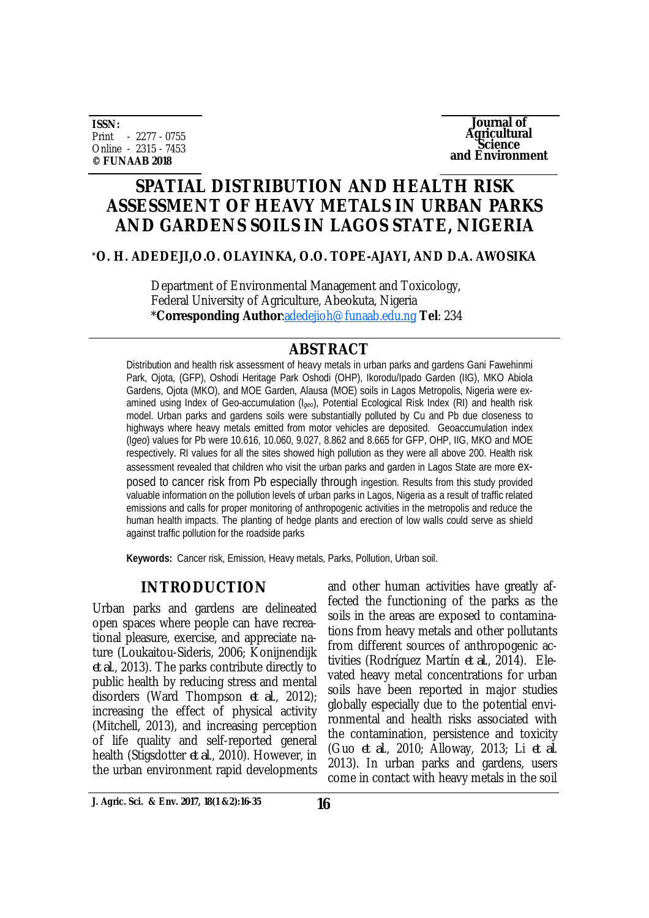**ISSN:**
Print - 2277 - 0755
Online - 2315 - 7453
**© FUNAAB 2018**

**Journal of Agricultural Science and Environment**

# SPATIAL DISTRIBUTION AND HEALTH RISK ASSESSMENT OF HEAVY METALS IN URBAN PARKS AND GARDENS SOILS IN LAGOS STATE, NIGERIA

**\*O. H. ADEDEJI, O.O. OLAYINKA, O.O. TOPE-AJAYI, AND D.A. AWOSIKA**

Department of Environmental Management and Toxicology,
Federal University of Agriculture, Abeokuta, Nigeria
\***Corresponding Author**:adedejioh@funaab.edu.ng **Tel**: 234

## ABSTRACT

Distribution and health risk assessment of heavy metals in urban parks and gardens Gani Fawehinmi Park, Ojota, (GFP), Oshodi Heritage Park Oshodi (OHP), Ikorodu/Ipado Garden (IIG), MKO Abiola Gardens, Ojota (MKO), and MOE Garden, Alausa (MOE) soils in Lagos Metropolis, Nigeria were examined using Index of Geo-accumulation ($I_{geo}$), Potential Ecological Risk Index (RI) and health risk model. Urban parks and gardens soils were substantially polluted by Cu and Pb due closeness to highways where heavy metals emitted from motor vehicles are deposited. Geoaccumulation index (*Igeo*) values for Pb were 10.616, 10.060, 9.027, 8.862 and 8.665 for GFP, OHP, IIG, MKO and MOE respectively. RI values for all the sites showed high pollution as they were all above 200. Health risk assessment revealed that children who visit the urban parks and garden in Lagos State are more exposed to cancer risk from Pb especially through ingestion. Results from this study provided valuable information on the pollution levels of urban parks in Lagos, Nigeria as a result of traffic related emissions and calls for proper monitoring of anthropogenic activities in the metropolis and reduce the human health impacts. The planting of hedge plants and erection of low walls could serve as shield against traffic pollution for the roadside parks

**Keywords:** Cancer risk, Emission, Heavy metals, Parks, Pollution, Urban soil.

## INTRODUCTION

Urban parks and gardens are delineated open spaces where people can have recreational pleasure, exercise, and appreciate nature (Loukaitou-Sideris, 2006; Konijnendijk *et al.*, 2013). The parks contribute directly to public health by reducing stress and mental disorders (Ward Thompson *et al.*, 2012); increasing the effect of physical activity (Mitchell, 2013), and increasing perception of life quality and self-reported general health (Stigsdotter *et al.*, 2010). However, in the urban environment rapid developments and other human activities have greatly affected the functioning of the parks as the soils in the areas are exposed to contaminations from heavy metals and other pollutants from different sources of anthropogenic activities (Rodríguez Martín *et al.*, 2014). Elevated heavy metal concentrations for urban soils have been reported in major studies globally especially due to the potential environmental and health risks associated with the contamination, persistence and toxicity (Guo *et al.*, 2010; Alloway, 2013; Li *et al.* 2013). In urban parks and gardens, users come in contact with heavy metals in the soil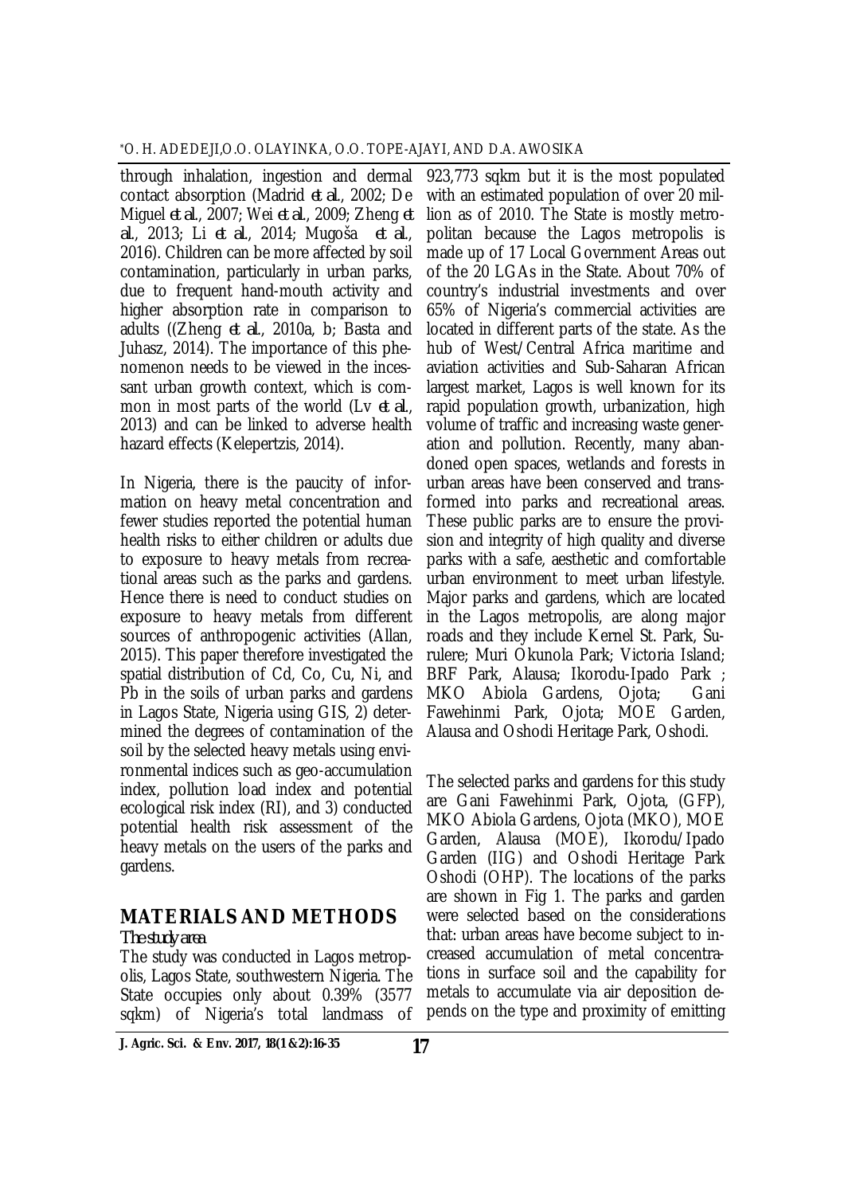through inhalation, ingestion and dermal contact absorption (Madrid *et al*., 2002; De Miguel *et al*., 2007; Wei *et al*., 2009; Zheng *et al*., 2013; Li *et al*., 2014; Mugoša *et al*., 2016). Children can be more affected by soil contamination, particularly in urban parks, due to frequent hand-mouth activity and higher absorption rate in comparison to adults ((Zheng *et al*., 2010a, b; Basta and Juhasz, 2014). The importance of this phenomenon needs to be viewed in the incessant urban growth context, which is common in most parts of the world (Lv *et al*., 2013) and can be linked to adverse health hazard effects (Kelepertzis, 2014).

In Nigeria, there is the paucity of information on heavy metal concentration and fewer studies reported the potential human health risks to either children or adults due to exposure to heavy metals from recreational areas such as the parks and gardens. Hence there is need to conduct studies on exposure to heavy metals from different sources of anthropogenic activities (Allan, 2015). This paper therefore investigated the spatial distribution of Cd, Co, Cu, Ni, and Pb in the soils of urban parks and gardens in Lagos State, Nigeria using GIS, 2) determined the degrees of contamination of the soil by the selected heavy metals using environmental indices such as geo-accumulation index, pollution load index and potential ecological risk index (RI), and 3) conducted potential health risk assessment of the heavy metals on the users of the parks and gardens.

## MATERIALS AND METHODS

### *The study area*

The study was conducted in Lagos metropolis, Lagos State, southwestern Nigeria. The State occupies only about 0.39% (3577 sqkm) of Nigeria's total landmass of 923,773 sqkm but it is the most populated with an estimated population of over 20 million as of 2010. The State is mostly metropolitan because the Lagos metropolis is made up of 17 Local Government Areas out of the 20 LGAs in the State. About 70% of country's industrial investments and over 65% of Nigeria's commercial activities are located in different parts of the state. As the hub of West/Central Africa maritime and aviation activities and Sub-Saharan African largest market, Lagos is well known for its rapid population growth, urbanization, high volume of traffic and increasing waste generation and pollution. Recently, many abandoned open spaces, wetlands and forests in urban areas have been conserved and transformed into parks and recreational areas. These public parks are to ensure the provision and integrity of high quality and diverse parks with a safe, aesthetic and comfortable urban environment to meet urban lifestyle. Major parks and gardens, which are located in the Lagos metropolis, are along major roads and they include Kernel St. Park, Surulere; Muri Okunola Park; Victoria Island; BRF Park, Alausa; Ikorodu-Ipado Park ; MKO Abiola Gardens, Ojota; Gani Fawehinmi Park, Ojota; MOE Garden, Alausa and Oshodi Heritage Park, Oshodi.

The selected parks and gardens for this study are Gani Fawehinmi Park, Ojota, (GFP), MKO Abiola Gardens, Ojota (MKO), MOE Garden, Alausa (MOE), Ikorodu/Ipado Garden (IIG) and Oshodi Heritage Park Oshodi (OHP). The locations of the parks are shown in Fig 1. The parks and garden were selected based on the considerations that: urban areas have become subject to increased accumulation of metal concentrations in surface soil and the capability for metals to accumulate via air deposition depends on the type and proximity of emitting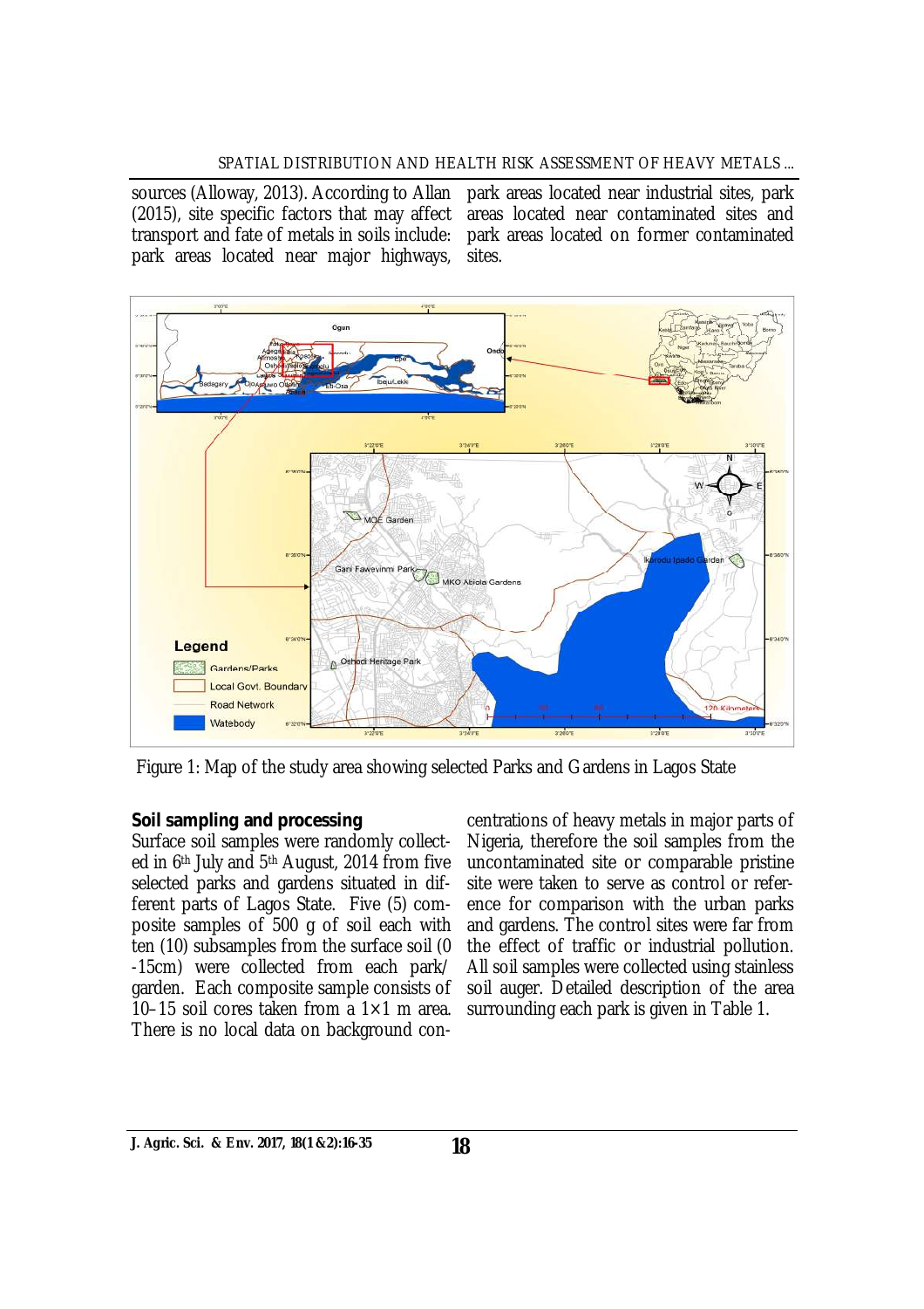sources (Alloway, 2013). According to Allan (2015), site specific factors that may affect transport and fate of metals in soils include: park areas located near major highways, park areas located near industrial sites, park areas located near contaminated sites and park areas located on former contaminated sites.

Figure 1: Map of the study area showing selected Parks and Gardens in Lagos State

**Soil sampling and processing**

Surface soil samples were randomly collected in 6th July and 5th August, 2014 from five selected parks and gardens situated in different parts of Lagos State. Five (5) composite samples of 500 g of soil each with ten (10) subsamples from the surface soil (0 -15cm) were collected from each park/garden. Each composite sample consists of 10–15 soil cores taken from a 1×1 m area. There is no local data on background concentrations of heavy metals in major parts of Nigeria, therefore the soil samples from the uncontaminated site or comparable pristine site were taken to serve as control or reference for comparison with the urban parks and gardens. The control sites were far from the effect of traffic or industrial pollution. All soil samples were collected using stainless soil auger. Detailed description of the area surrounding each park is given in Table 1.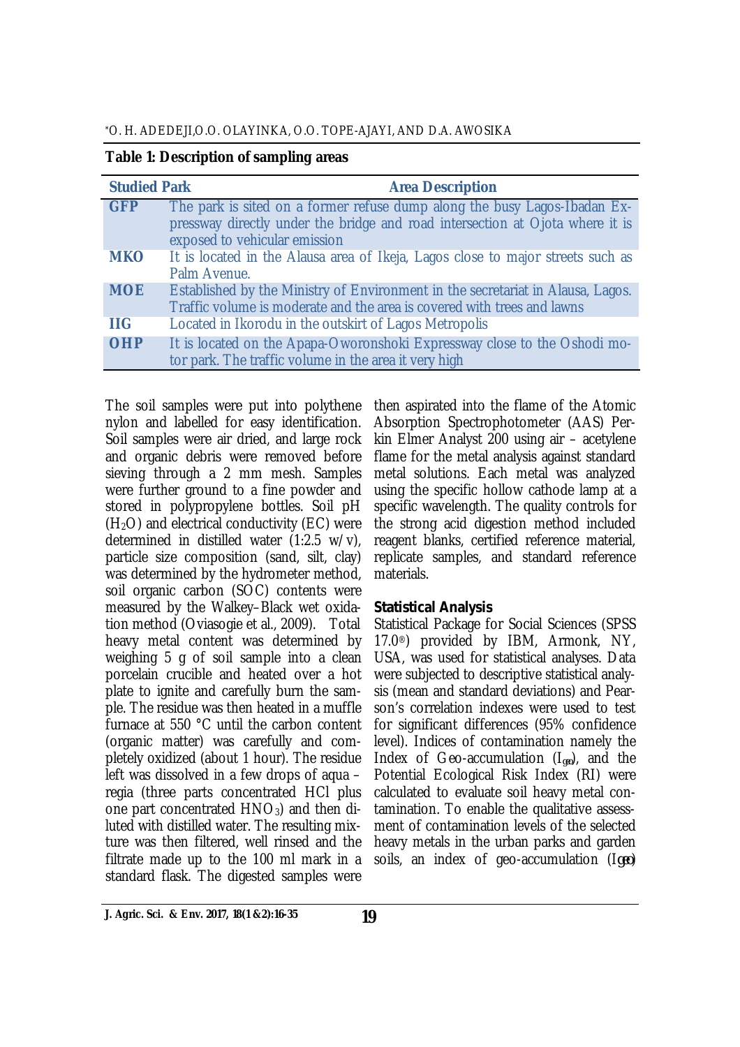**Table 1: Description of sampling areas**

| Studied Park | Area Description |
|---|---|
| GFP | The park is sited on a former refuse dump along the busy Lagos-Ibadan Expressway directly under the bridge and road intersection at Ojota where it is exposed to vehicular emission |
| MKO | It is located in the Alausa area of Ikeja, Lagos close to major streets such as Palm Avenue. |
| MOE | Established by the Ministry of Environment in the secretariat in Alausa, Lagos. Traffic volume is moderate and the area is covered with trees and lawns |
| IIG | Located in Ikorodu in the outskirt of Lagos Metropolis |
| OHP | It is located on the Apapa-Oworonshoki Expressway close to the Oshodi motor park. The traffic volume in the area it very high |

The soil samples were put into polythene nylon and labelled for easy identification. Soil samples were air dried, and large rock and organic debris were removed before sieving through a 2 mm mesh. Samples were further ground to a fine powder and stored in polypropylene bottles. Soil pH ($H_2O$) and electrical conductivity (EC) were determined in distilled water (1:2.5 w/v), particle size composition (sand, silt, clay) was determined by the hydrometer method, soil organic carbon (SOC) contents were measured by the Walkey–Black wet oxidation method (Oviasogie et al., 2009). Total heavy metal content was determined by weighing 5 g of soil sample into a clean porcelain crucible and heated over a hot plate to ignite and carefully burn the sample. The residue was then heated in a muffle furnace at 550 °C until the carbon content (organic matter) was carefully and completely oxidized (about 1 hour). The residue left was dissolved in a few drops of aqua – regia (three parts concentrated HCl plus one part concentrated $HNO_3$) and then diluted with distilled water. The resulting mixture was then filtered, well rinsed and the filtrate made up to the 100 ml mark in a standard flask. The digested samples were then aspirated into the flame of the Atomic Absorption Spectrophotometer (AAS) Perkin Elmer Analyst 200 using air – acetylene flame for the metal analysis against standard metal solutions. Each metal was analyzed using the specific hollow cathode lamp at a specific wavelength. The quality controls for the strong acid digestion method included reagent blanks, certified reference material, replicate samples, and standard reference materials.

### Statistical Analysis

Statistical Package for Social Sciences (SPSS 17.0®) provided by IBM, Armonk, NY, USA, was used for statistical analyses. Data were subjected to descriptive statistical analysis (mean and standard deviations) and Pearson's correlation indexes were used to test for significant differences (95% confidence level). Indices of contamination namely the Index of Geo-accumulation ($I_{geo}$), and the Potential Ecological Risk Index (RI) were calculated to evaluate soil heavy metal contamination. To enable the qualitative assessment of contamination levels of the selected heavy metals in the urban parks and garden soils, an index of geo-accumulation ($I_{geo}$)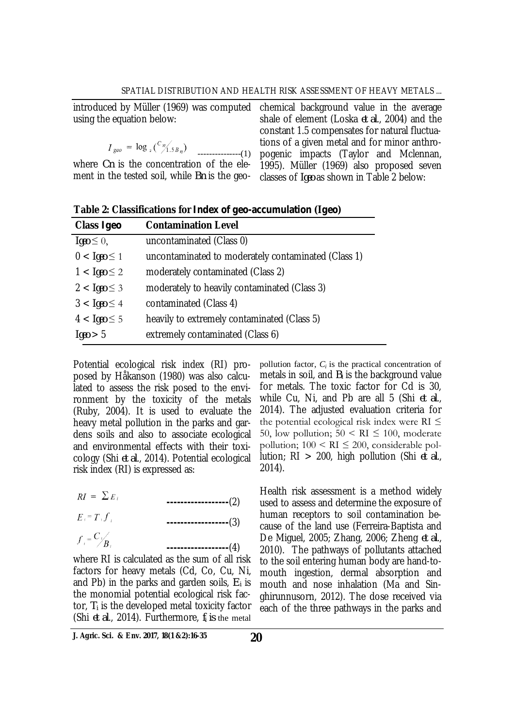introduced by Müller (1969) was computed using the equation below:

$$I_{geo} = \log_2 \left( C_n / 1.5 B_n \right) \quad \text{---------------(1)}$$

where *Cn* is the concentration of the element in the tested soil, while *Bn* is the geochemical background value in the average shale of element (Loska *et al.*, 2004) and the constant 1.5 compensates for natural fluctuations of a given metal and for minor anthropogenic impacts (Taylor and Mclennan, 1995). Müller (1969) also proposed seven classes of *Igeo* as shown in Table 2 below:

**Table 2: Classifications for Index of geo-accumulation (Igeo)**

| Class Igeo | Contamination Level |
|---|---|
| $Igeo \leq 0$, | uncontaminated (Class 0) |
| $0 < Igeo \leq 1$ | uncontaminated to moderately contaminated (Class 1) |
| $1 < Igeo \leq 2$ | moderately contaminated (Class 2) |
| $2 < Igeo \leq 3$ | moderately to heavily contaminated (Class 3) |
| $3 < Igeo \leq 4$ | contaminated (Class 4) |
| $4 < Igeo \leq 5$ | heavily to extremely contaminated (Class 5) |
| $Igeo > 5$ | extremely contaminated (Class 6) |

Potential ecological risk index (RI) proposed by Håkanson (1980) was also calculated to assess the risk posed to the environment by the toxicity of the metals (Ruby, 2004). It is used to evaluate the heavy metal pollution in the parks and gardens soils and also to associate ecological and environmental effects with their toxicology (Shi *et al.*, 2014). Potential ecological risk index (RI) is expressed as:

$$RI = \sum E_i \quad \text{------------------(2)}$$

$$E_i = T_i f_i \quad \text{------------------(3)}$$

$$f_i = C_i / B_i \quad \text{------------------(4)}$$

where RI is calculated as the sum of all risk factors for heavy metals (Cd, Co, Cu, Ni, and Pb) in the parks and garden soils, $E_i$ is the monomial potential ecological risk factor, $T_i$ is the developed metal toxicity factor (Shi *et al.*, 2014). Furthermore, $f_i$ is the metal pollution factor, $C_i$ is the practical concentration of metals in soil, and $B_i$ is the background value for metals. The toxic factor for Cd is 30, while Cu, Ni, and Pb are all 5 (Shi *et al.*, 2014). The adjusted evaluation criteria for the potential ecological risk index were $RI \leq 50$, low pollution; $50 < RI \leq 100$, moderate pollution; $100 < RI \leq 200$, considerable pollution; $RI > 200$, high pollution (Shi *et al.*, 2014).

Health risk assessment is a method widely used to assess and determine the exposure of human receptors to soil contamination because of the land use (Ferreira-Baptista and De Miguel, 2005; Zhang, 2006; Zheng *et al.*, 2010). The pathways of pollutants attached to the soil entering human body are hand-to-mouth ingestion, dermal absorption and mouth and nose inhalation (Ma and Singhirunnusorn, 2012). The dose received via each of the three pathways in the parks and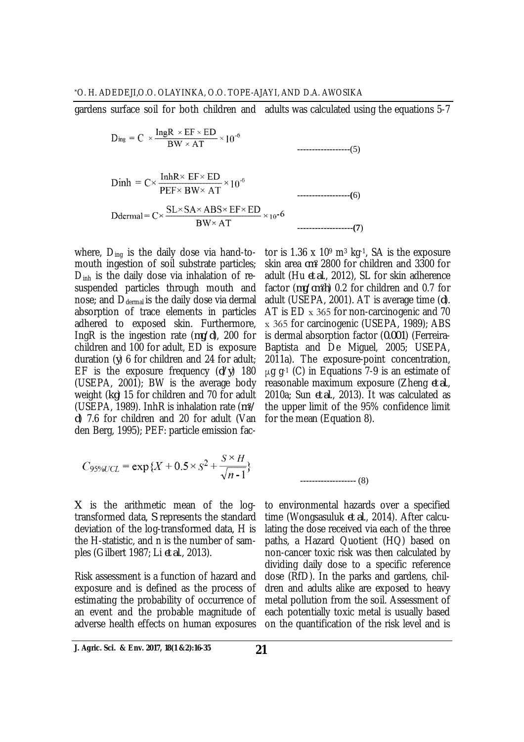gardens surface soil for both children and adults was calculated using the equations 5-7

$$D_{ing} = C \times \frac{IngR \times EF \times ED}{BW \times AT} \times 10^{-6} \quad (5)$$

$$Dinh = C \times \frac{InhR \times EF \times ED}{PEF \times BW \times AT} \times 10^{-6} \quad (6)$$

$$Ddermal = C \times \frac{SL \times SA \times ABS \times EF \times ED}{BW \times AT} \times 10^{-6} \quad (7)$$

where, $D_{ing}$ is the daily dose via hand-to-mouth ingestion of soil substrate particles; $D_{inh}$ is the daily dose via inhalation of re-suspended particles through mouth and nose; and $D_{dermal}$ is the daily dose via dermal absorption of trace elements in particles adhered to exposed skin. Furthermore, IngR is the ingestion rate (*mg/d*), 200 for children and 100 for adult, ED is exposure duration (*y*) 6 for children and 24 for adult; EF is the exposure frequency (*d/y*) 180 (USEPA, 2001); BW is the average body weight (*kg*) 15 for children and 70 for adult (USEPA, 1989). InhR is inhalation rate (*m3/d*) 7.6 for children and 20 for adult (Van den Berg, 1995); PEF: particle emission factor is $1.36 \times 10^{9}$ $m^{3}$ $kg^{-1}$, SA is the exposure skin area *cm2* 2800 for children and 3300 for adult (Hu *et al.*, 2012), SL for skin adherence factor (*mg/cm2h*) 0.2 for children and 0.7 for adult (USEPA, 2001). AT is average time (*d*). AT is ED x 365 for non-carcinogenic and 70 x 365 for carcinogenic (USEPA, 1989); ABS is dermal absorption factor (*0.001*) (Ferreira-Baptista and De Miguel, 2005; USEPA, 2011a). The exposure-point concentration, $\mu g$ $g^{-1}$ (C) in Equations 7-9 is an estimate of reasonable maximum exposure (Zheng *et al.*, 2010a; Sun *et al.*, 2013). It was calculated as the upper limit of the 95% confidence limit for the mean (Equation 8).

$$C_{95\%UCL} = \exp\{X + 0.5 \times S^2 + \frac{S \times H}{\sqrt{n-1}}\} \quad (8)$$

X is the arithmetic mean of the log-transformed data, S represents the standard deviation of the log-transformed data, H is the H-statistic, and n is the number of samples (Gilbert 1987; Li *et al.*, 2013).

Risk assessment is a function of hazard and exposure and is defined as the process of estimating the probability of occurrence of an event and the probable magnitude of adverse health effects on human exposures to environmental hazards over a specified time (Wongsasuluk *et al.*, 2014). After calculating the dose received via each of the three paths, a Hazard Quotient (HQ) based on non-cancer toxic risk was then calculated by dividing daily dose to a specific reference dose (RfD). In the parks and gardens, children and adults alike are exposed to heavy metal pollution from the soil. Assessment of each potentially toxic metal is usually based on the quantification of the risk level and is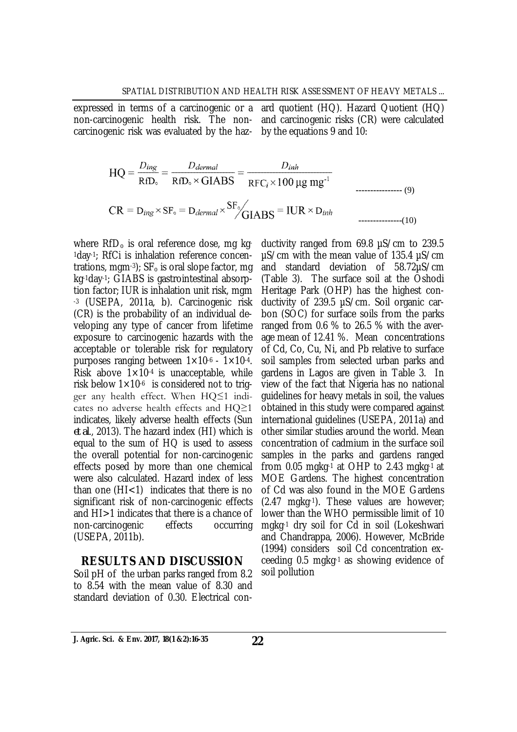expressed in terms of a carcinogenic or a non-carcinogenic health risk. The non-carcinogenic risk was evaluated by the hazard quotient (HQ). Hazard Quotient (HQ) and carcinogenic risks (CR) were calculated by the equations 9 and 10:

$$HQ = \frac{D_{ing}}{RfD_{o}} = \frac{D_{dermal}}{RfD_{o} \times GIABS} = \frac{D_{inh}}{RFC_{i} \times 100\ \mu g\ mg^{-1}} \quad \text{---------------- (9)}$$

$$CR = D_{ing} \times SF_{o} = D_{dermal} \times {}^{SF_{o}}\!/_{GIABS} = IUR \times D_{inh} \quad \text{---------------(10)}$$

where $RfD_o$ is oral reference dose, mg $kg^{-1}day^{-1}$; RfCi is inhalation reference concentrations, $mgm^{-3}$); $SF_o$ is oral slope factor, mg $kg^{-1}day^{-1}$; GIABS is gastrointestinal absorption factor; IUR is inhalation unit risk, $mgm^{-3}$ (USEPA, 2011a, b). Carcinogenic risk (CR) is the probability of an individual developing any type of cancer from lifetime exposure to carcinogenic hazards with the acceptable or tolerable risk for regulatory purposes ranging between $1\times10^{-6}$ - $1\times10^{-4}$. Risk above $1\times10^{-4}$ is unacceptable, while risk below $1\times10^{-6}$ is considered not to trigger any health effect. When HQ≤1 indicates no adverse health effects and HQ≥1 indicates, likely adverse health effects (Sun *et al.*, 2013). The hazard index (HI) which is equal to the sum of HQ is used to assess the overall potential for non-carcinogenic effects posed by more than one chemical were also calculated. Hazard index of less than one (HI<1) indicates that there is no significant risk of non-carcinogenic effects and HI>1 indicates that there is a chance of non-carcinogenic effects occurring (USEPA, 2011b).

## RESULTS AND DISCUSSION

Soil pH of the urban parks ranged from 8.2 to 8.54 with the mean value of 8.30 and standard deviation of 0.30. Electrical conductivity ranged from 69.8 µS/cm to 239.5 µS/cm with the mean value of 135.4 µS/cm and standard deviation of 58.72µS/cm (Table 3). The surface soil at the Oshodi Heritage Park (OHP) has the highest conductivity of 239.5 µS/cm. Soil organic carbon (SOC) for surface soils from the parks ranged from 0.6 % to 26.5 % with the average mean of 12.41 %. Mean concentrations of Cd, Co, Cu, Ni, and Pb relative to surface soil samples from selected urban parks and gardens in Lagos are given in Table 3. In view of the fact that Nigeria has no national guidelines for heavy metals in soil, the values obtained in this study were compared against international guidelines (USEPA, 2011a) and other similar studies around the world. Mean concentration of cadmium in the surface soil samples in the parks and gardens ranged from 0.05 $mgkg^{-1}$ at OHP to 2.43 $mgkg^{-1}$ at MOE Gardens. The highest concentration of Cd was also found in the MOE Gardens (2.47 $mgkg^{-1}$). These values are however; lower than the WHO permissible limit of 10 $mgkg^{-1}$ dry soil for Cd in soil (Lokeshwari and Chandrappa, 2006). However, McBride (1994) considers soil Cd concentration exceeding 0.5 $mgkg^{-1}$ as showing evidence of soil pollution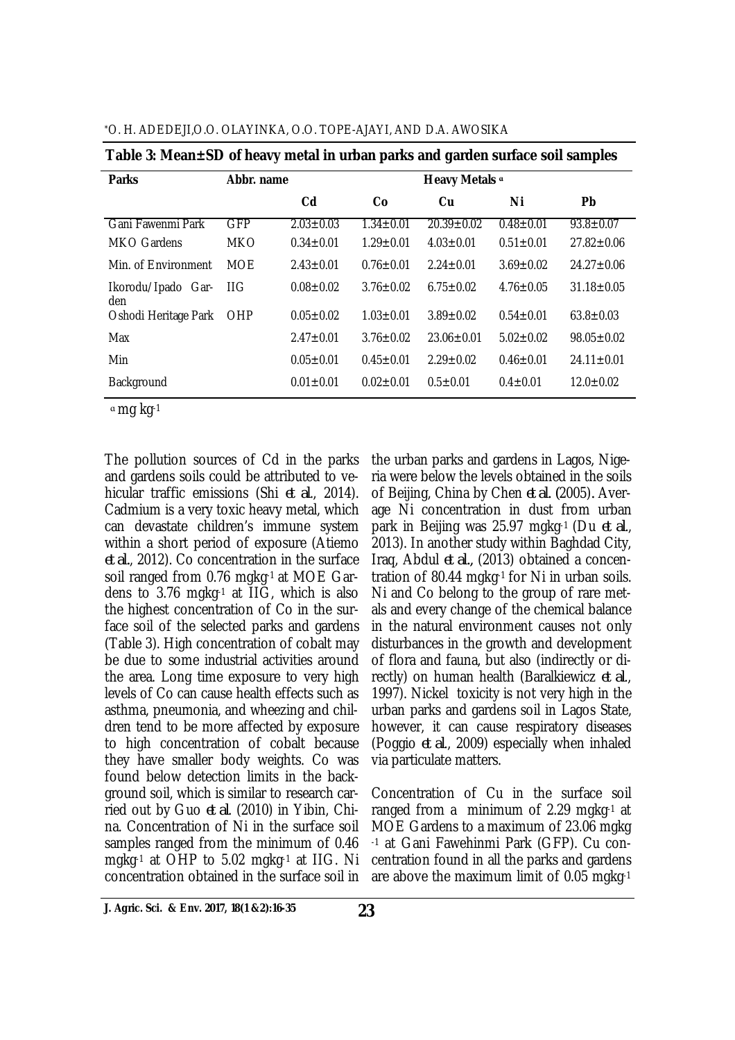**Table 3: Mean±SD of heavy metal in urban parks and garden surface soil samples**

| Parks | Abbr. name | Heavy Metals [a] | | | | |
|---|---|---|---|---|---|---|
| | | Cd | Co | Cu | Ni | Pb |
| Gani Fawenmi Park | GFP | 2.03±0.03 | 1.34±0.01 | 20.39±0.02 | 0.48±0.01 | 93.8±0.07 |
| MKO Gardens | MKO | 0.34±0.01 | 1.29±0.01 | 4.03±0.01 | 0.51±0.01 | 27.82±0.06 |
| Min. of Environment | MOE | 2.43±0.01 | 0.76±0.01 | 2.24±0.01 | 3.69±0.02 | 24.27±0.06 |
| Ikorodu/Ipado Garden | IIG | 0.08±0.02 | 3.76±0.02 | 6.75±0.02 | 4.76±0.05 | 31.18±0.05 |
| Oshodi Heritage Park | OHP | 0.05±0.02 | 1.03±0.01 | 3.89±0.02 | 0.54±0.01 | 63.8±0.03 |
| Max | | 2.47±0.01 | 3.76±0.02 | 23.06±0.01 | 5.02±0.02 | 98.05±0.02 |
| Min | | 0.05±0.01 | 0.45±0.01 | 2.29±0.02 | 0.46±0.01 | 24.11±0.01 |
| Background | | 0.01±0.01 | 0.02±0.01 | 0.5±0.01 | 0.4±0.01 | 12.0±0.02 |

[a] mg kg$^{-1}$

The pollution sources of Cd in the parks and gardens soils could be attributed to vehicular traffic emissions (Shi *et al.*, 2014). Cadmium is a very toxic heavy metal, which can devastate children's immune system within a short period of exposure (Atiemo *et al.*, 2012). Co concentration in the surface soil ranged from 0.76 mgkg$^{-1}$ at MOE Gardens to 3.76 mgkg$^{-1}$ at IIG, which is also the highest concentration of Co in the surface soil of the selected parks and gardens (Table 3). High concentration of cobalt may be due to some industrial activities around the area. Long time exposure to very high levels of Co can cause health effects such as asthma, pneumonia, and wheezing and children tend to be more affected by exposure to high concentration of cobalt because they have smaller body weights. Co was found below detection limits in the background soil, which is similar to research carried out by Guo *et al.* (2010) in Yibin, China. Concentration of Ni in the surface soil samples ranged from the minimum of 0.46 mgkg$^{-1}$ at OHP to 5.02 mgkg$^{-1}$ at IIG. Ni concentration obtained in the surface soil in the urban parks and gardens in Lagos, Nigeria were below the levels obtained in the soils of Beijing, China by Chen *et al.* (2005). Average Ni concentration in dust from urban park in Beijing was 25.97 mgkg$^{-1}$ (Du *et al.*, 2013). In another study within Baghdad City, Iraq, Abdul *et al.*, (2013) obtained a concentration of 80.44 mgkg$^{-1}$ for Ni in urban soils. Ni and Co belong to the group of rare metals and every change of the chemical balance in the natural environment causes not only disturbances in the growth and development of flora and fauna, but also (indirectly or directly) on human health (Baralkiewicz *et al.*, 1997). Nickel toxicity is not very high in the urban parks and gardens soil in Lagos State, however, it can cause respiratory diseases (Poggio *et al.*, 2009) especially when inhaled via particulate matters.

Concentration of Cu in the surface soil ranged from a minimum of 2.29 mgkg$^{-1}$ at MOE Gardens to a maximum of 23.06 mgkg$^{-1}$ at Gani Fawehinmi Park (GFP). Cu concentration found in all the parks and gardens are above the maximum limit of 0.05 mgkg$^{-1}$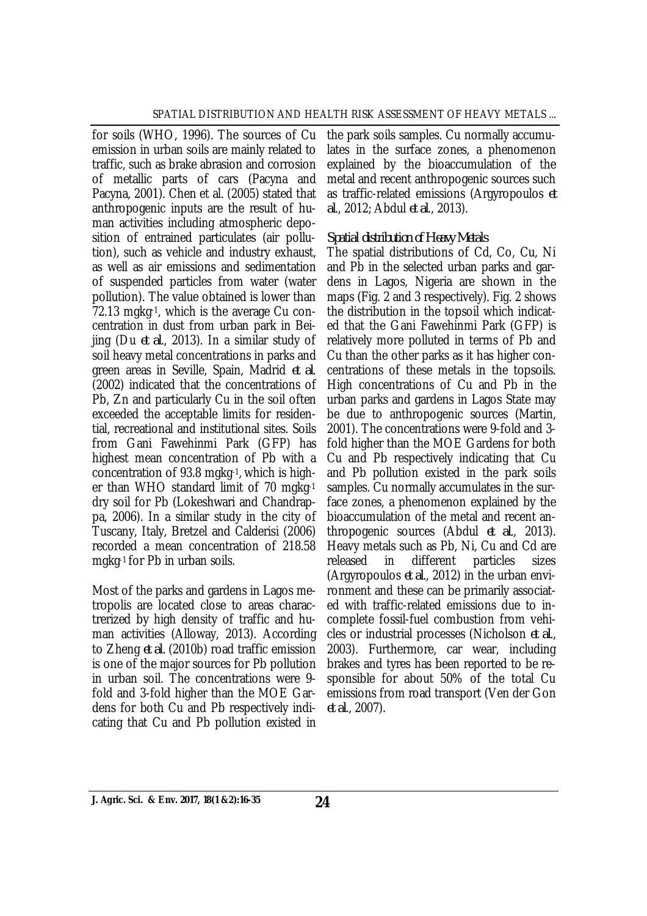for soils (WHO, 1996). The sources of Cu emission in urban soils are mainly related to traffic, such as brake abrasion and corrosion of metallic parts of cars (Pacyna and Pacyna, 2001). Chen et al. (2005) stated that anthropogenic inputs are the result of human activities including atmospheric deposition of entrained particulates (air pollution), such as vehicle and industry exhaust, as well as air emissions and sedimentation of suspended particles from water (water pollution). The value obtained is lower than 72.13 mgkg$^{-1}$, which is the average Cu concentration in dust from urban park in Beijing (Du *et al*., 2013). In a similar study of soil heavy metal concentrations in parks and green areas in Seville, Spain, Madrid *et al.* (2002) indicated that the concentrations of Pb, Zn and particularly Cu in the soil often exceeded the acceptable limits for residential, recreational and institutional sites. Soils from Gani Fawehinmi Park (GFP) has highest mean concentration of Pb with a concentration of 93.8 mgkg$^{-1}$, which is higher than WHO standard limit of 70 mgkg$^{-1}$ dry soil for Pb (Lokeshwari and Chandrappa, 2006). In a similar study in the city of Tuscany, Italy, Bretzel and Calderisi (2006) recorded a mean concentration of 218.58 mgkg$^{-1}$ for Pb in urban soils.

Most of the parks and gardens in Lagos metropolis are located close to areas characterized by high density of traffic and human activities (Alloway, 2013). According to Zheng *et al.* (2010b) road traffic emission is one of the major sources for Pb pollution in urban soil. The concentrations were 9-fold and 3-fold higher than the MOE Gardens for both Cu and Pb respectively indicating that Cu and Pb pollution existed in the park soils samples. Cu normally accumulates in the surface zones, a phenomenon explained by the bioaccumulation of the metal and recent anthropogenic sources such as traffic-related emissions (Argyropoulos *et al*., 2012; Abdul *et al*., 2013).

### *Spatial distribution of Heavy Metals*

The spatial distributions of Cd, Co, Cu, Ni and Pb in the selected urban parks and gardens in Lagos, Nigeria are shown in the maps (Fig. 2 and 3 respectively). Fig. 2 shows the distribution in the topsoil which indicated that the Gani Fawehinmi Park (GFP) is relatively more polluted in terms of Pb and Cu than the other parks as it has higher concentrations of these metals in the topsoils. High concentrations of Cu and Pb in the urban parks and gardens in Lagos State may be due to anthropogenic sources (Martin, 2001). The concentrations were 9-fold and 3-fold higher than the MOE Gardens for both Cu and Pb respectively indicating that Cu and Pb pollution existed in the park soils samples. Cu normally accumulates in the surface zones, a phenomenon explained by the bioaccumulation of the metal and recent anthropogenic sources (Abdul *et al*., 2013). Heavy metals such as Pb, Ni, Cu and Cd are released in different particles sizes (Argyropoulos *et al*., 2012) in the urban environment and these can be primarily associated with traffic-related emissions due to incomplete fossil-fuel combustion from vehicles or industrial processes (Nicholson *et al*., 2003). Furthermore, car wear, including brakes and tyres has been reported to be responsible for about 50% of the total Cu emissions from road transport (Ven der Gon *et al*., 2007).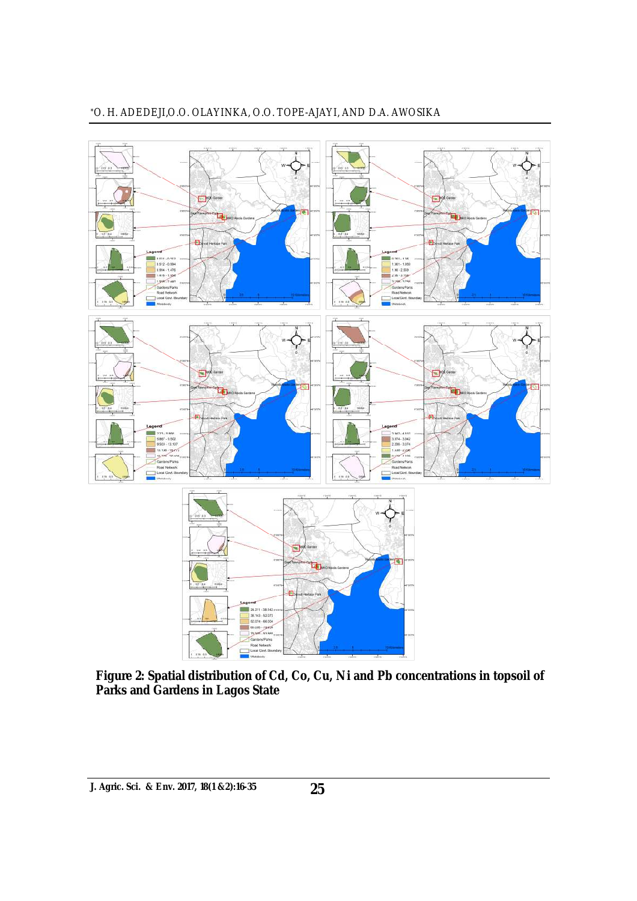**Figure 2: Spatial distribution of Cd, Co, Cu, Ni and Pb concentrations in topsoil of Parks and Gardens in Lagos State**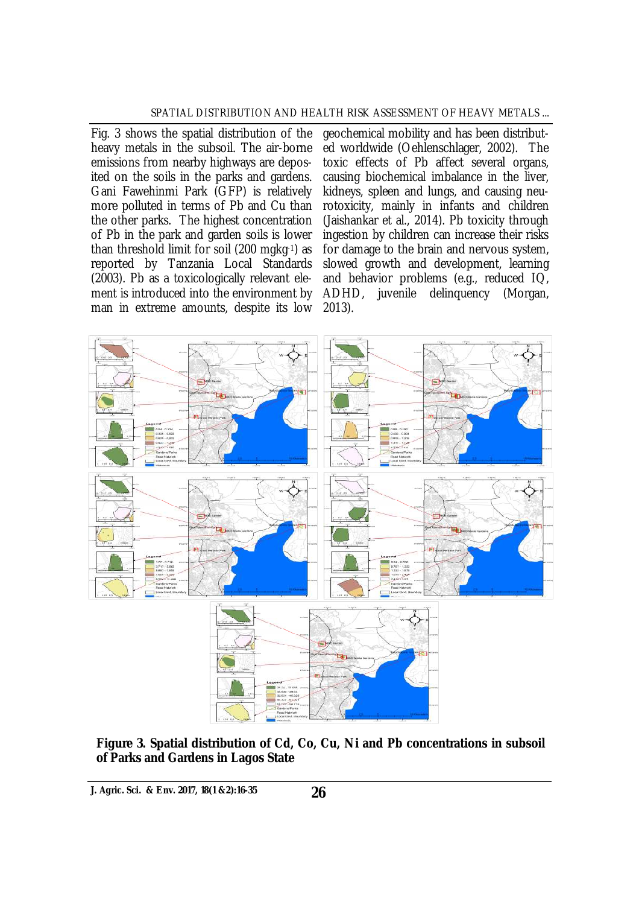Fig. 3 shows the spatial distribution of the heavy metals in the subsoil. The air-borne emissions from nearby highways are deposited on the soils in the parks and gardens. Gani Fawehinmi Park (GFP) is relatively more polluted in terms of Pb and Cu than the other parks. The highest concentration of Pb in the park and garden soils is lower than threshold limit for soil (200 mgkg$^{-1}$) as reported by Tanzania Local Standards (2003). Pb as a toxicologically relevant element is introduced into the environment by man in extreme amounts, despite its low geochemical mobility and has been distributed worldwide (Oehlenschlager, 2002). The toxic effects of Pb affect several organs, causing biochemical imbalance in the liver, kidneys, spleen and lungs, and causing neurotoxicity, mainly in infants and children (Jaishankar et al., 2014). Pb toxicity through ingestion by children can increase their risks for damage to the brain and nervous system, slowed growth and development, learning and behavior problems (e.g., reduced IQ, ADHD, juvenile delinquency (Morgan, 2013).

**Figure 3. Spatial distribution of Cd, Co, Cu, Ni and Pb concentrations in subsoil of Parks and Gardens in Lagos State**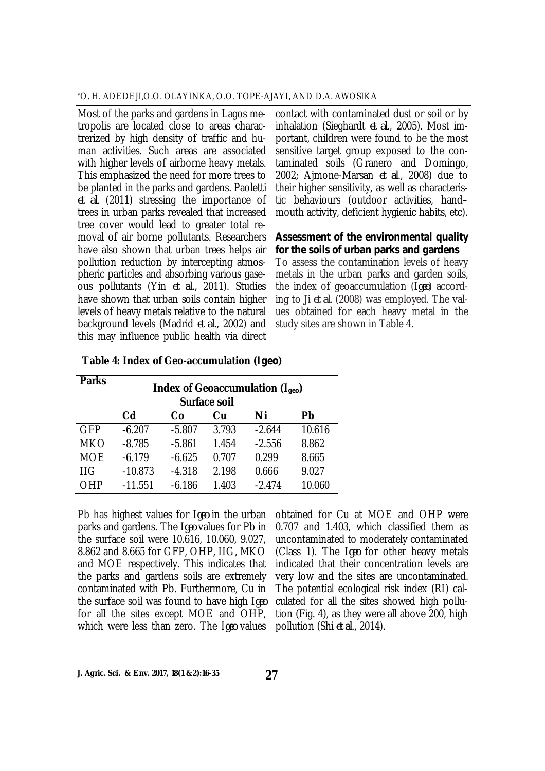Most of the parks and gardens in Lagos metropolis are located close to areas characterized by high density of traffic and human activities. Such areas are associated with higher levels of airborne heavy metals. This emphasized the need for more trees to be planted in the parks and gardens. Paoletti *et al.* (2011) stressing the importance of trees in urban parks revealed that increased tree cover would lead to greater total removal of air borne pollutants. Researchers have also shown that urban trees helps air pollution reduction by intercepting atmospheric particles and absorbing various gaseous pollutants (Yin *et al.*, 2011). Studies have shown that urban soils contain higher levels of heavy metals relative to the natural background levels (Madrid *et al.*, 2002) and this may influence public health via direct contact with contaminated dust or soil or by inhalation (Sieghardt *et al.*, 2005). Most important, children were found to be the most sensitive target group exposed to the contaminated soils (Granero and Domingo, 2002; Ajmone-Marsan *et al.*, 2008) due to their higher sensitivity, as well as characteristic behaviours (outdoor activities, hand–mouth activity, deficient hygienic habits, etc).

### Assessment of the environmental quality for the soils of urban parks and gardens

To assess the contamination levels of heavy metals in the urban parks and garden soils, the index of geoaccumulation (*Igeo*) according to Ji *et al.* (2008) was employed. The values obtained for each heavy metal in the study sites are shown in Table 4.

**Table 4: Index of Geo-accumulation (*Igeo*)**

| Parks | Index of Geoaccumulation ($I_{geo}$) Surface soil | | | | |
|---|---|---|---|---|---|
| | Cd | Co | Cu | Ni | Pb |
| GFP | -6.207 | -5.807 | 3.793 | -2.644 | 10.616 |
| MKO | -8.785 | -5.861 | 1.454 | -2.556 | 8.862 |
| MOE | -6.179 | -6.625 | 0.707 | 0.299 | 8.665 |
| IIG | -10.873 | -4.318 | 2.198 | 0.666 | 9.027 |
| OHP | -11.551 | -6.186 | 1.403 | -2.474 | 10.060 |

Pb has highest values for *Igeo* in the urban parks and gardens. The *Igeo* values for Pb in the surface soil were 10.616, 10.060, 9.027, 8.862 and 8.665 for GFP, OHP, IIG, MKO and MOE respectively. This indicates that the parks and gardens soils are extremely contaminated with Pb. Furthermore, Cu in the surface soil was found to have high *Igeo* for all the sites except MOE and OHP, which were less than zero. The *Igeo* values obtained for Cu at MOE and OHP were 0.707 and 1.403, which classified them as uncontaminated to moderately contaminated (Class 1). The *Igeo* for other heavy metals indicated that their concentration levels are very low and the sites are uncontaminated. The potential ecological risk index (RI) calculated for all the sites showed high pollution (Fig. 4), as they were all above 200, high pollution (Shi *et al.*, 2014).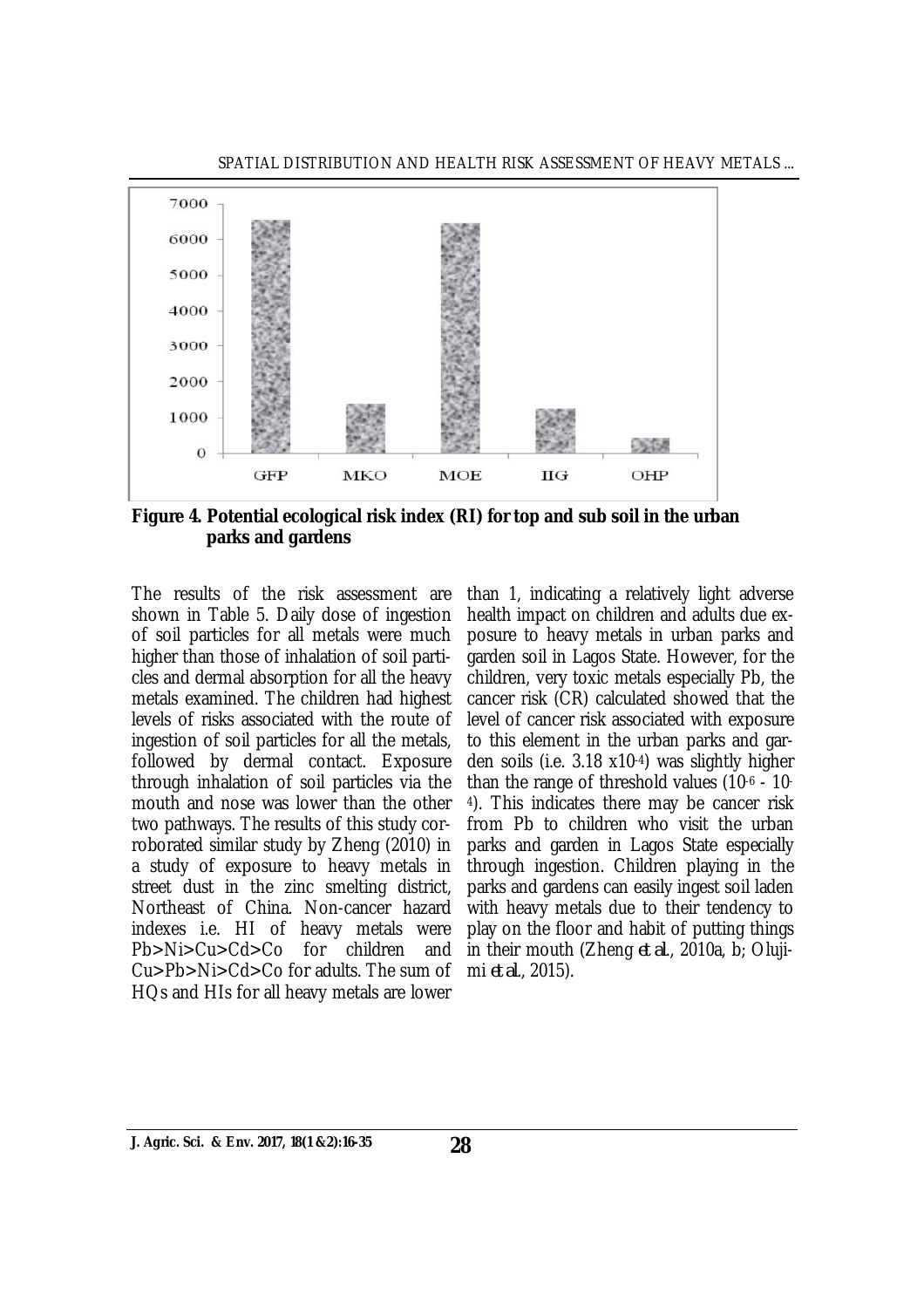**Figure 4. Potential ecological risk index (RI) for top and sub soil in the urban parks and gardens**

The results of the risk assessment are shown in Table 5. Daily dose of ingestion of soil particles for all metals were much higher than those of inhalation of soil particles and dermal absorption for all the heavy metals examined. The children had highest levels of risks associated with the route of ingestion of soil particles for all the metals, followed by dermal contact. Exposure through inhalation of soil particles via the mouth and nose was lower than the other two pathways. The results of this study corroborated similar study by Zheng (2010) in a study of exposure to heavy metals in street dust in the zinc smelting district, Northeast of China. Non-cancer hazard indexes i.e. HI of heavy metals were Pb>Ni>Cu>Cd>Co for children and Cu>Pb>Ni>Cd>Co for adults. The sum of HQs and HIs for all heavy metals are lower than 1, indicating a relatively light adverse health impact on children and adults due exposure to heavy metals in urban parks and garden soil in Lagos State. However, for the children, very toxic metals especially Pb, the cancer risk (CR) calculated showed that the level of cancer risk associated with exposure to this element in the urban parks and garden soils (i.e. $3.18 \times 10^{-4}$) was slightly higher than the range of threshold values ($10^{-6}$ - $10^{-4}$). This indicates there may be cancer risk from Pb to children who visit the urban parks and garden in Lagos State especially through ingestion. Children playing in the parks and gardens can easily ingest soil laden with heavy metals due to their tendency to play on the floor and habit of putting things in their mouth (Zheng *et al.*, 2010a, b; Olujimi *et al.*, 2015).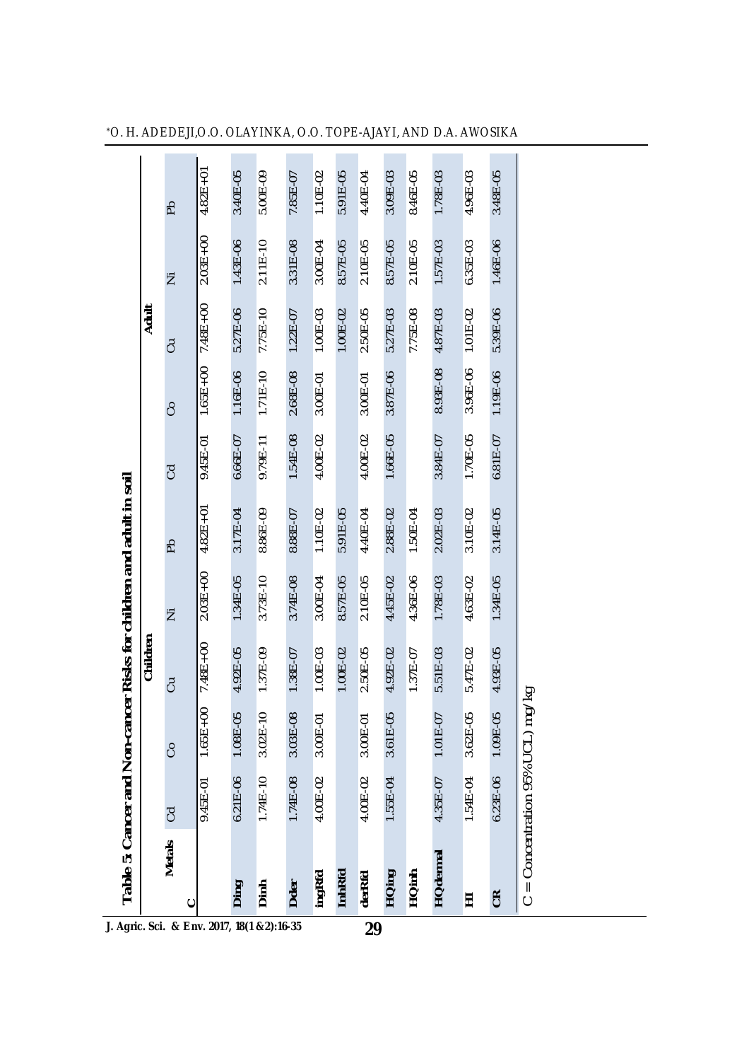**Table 5 Cancer and Non-cancer Risks for children and adult in soil**

| Metals | Children | | | | | Adult | | | | |
|---|---|---|---|---|---|---|---|---|---|---|
| | Cd | Co | Cu | Ni | Pb | Cd | Co | Cu | Ni | Pb |
| C | 9.45E-01 | 1.65E+00 | 7.48E+00 | 2.03E+00 | 4.82E+01 | 9.45E-01 | 1.65E+00 | 7.48E+00 | 2.03E+00 | 4.82E+01 |
| Ding | 6.21E-06 | 1.08E-05 | 4.92E-05 | 1.34E-05 | 3.17E-04 | 6.66E-07 | 1.16E-06 | 5.27E-06 | 1.43E-06 | 3.40E-05 |
| Dinh | 1.74E-10 | 3.02E-10 | 1.37E-09 | 3.73E-10 | 8.86E-09 | 9.79E-11 | 1.71E-10 | 7.75E-10 | 2.11E-10 | 5.00E-09 |
| Dder | 1.74E-08 | 3.03E-08 | 1.38E-07 | 3.74E-08 | 8.88E-07 | 1.54E-08 | 2.68E-08 | 1.22E-07 | 3.31E-08 | 7.85E-07 |
| ingRfd | 4.00E-02 | 3.00E-01 | 1.00E-03 | 3.00E-04 | 1.10E-02 | 4.00E-02 | 3.00E-01 | 1.00E-03 | 3.00E-04 | 1.10E-02 |
| InhRfd | | | 1.00E-02 | 8.57E-05 | 5.91E-05 | | | 1.00E-02 | 8.57E-05 | 5.91E-05 |
| derRfd | 4.00E-02 | 3.00E-01 | 2.50E-05 | 2.10E-05 | 4.40E-04 | 4.00E-02 | 3.00E-01 | 2.50E-05 | 2.10E-05 | 4.40E-04 |
| HQing | 1.55E-04 | 3.61E-05 | 4.92E-02 | 4.45E-02 | 2.88E-02 | 1.66E-05 | 3.87E-06 | 5.27E-03 | 8.57E-05 | 3.09E-03 |
| HQinh | | | 1.37E-07 | 4.36E-06 | 1.50E-04 | | | 7.75E-08 | 2.10E-05 | 8.46E-05 |
| HQdermal | 4.35E-07 | 1.01E-07 | 5.51E-03 | 1.78E-03 | 2.02E-03 | 3.84E-07 | 8.93E-08 | 4.87E-03 | 1.57E-03 | 1.78E-03 |
| HI | 1.54E-04 | 3.62E-05 | 5.47E-02 | 4.63E-02 | 3.10E-02 | 1.70E-05 | 3.96E-06 | 1.01E-02 | 6.35E-03 | 4.96E-03 |
| CR | 6.23E-06 | 1.09E-05 | 4.93E-05 | 1.34E-05 | 3.14E-05 | 6.81E-07 | 1.19E-06 | 5.39E-06 | 1.46E-06 | 3.48E-05 |

C = Concentration 95%UCL) mg/kg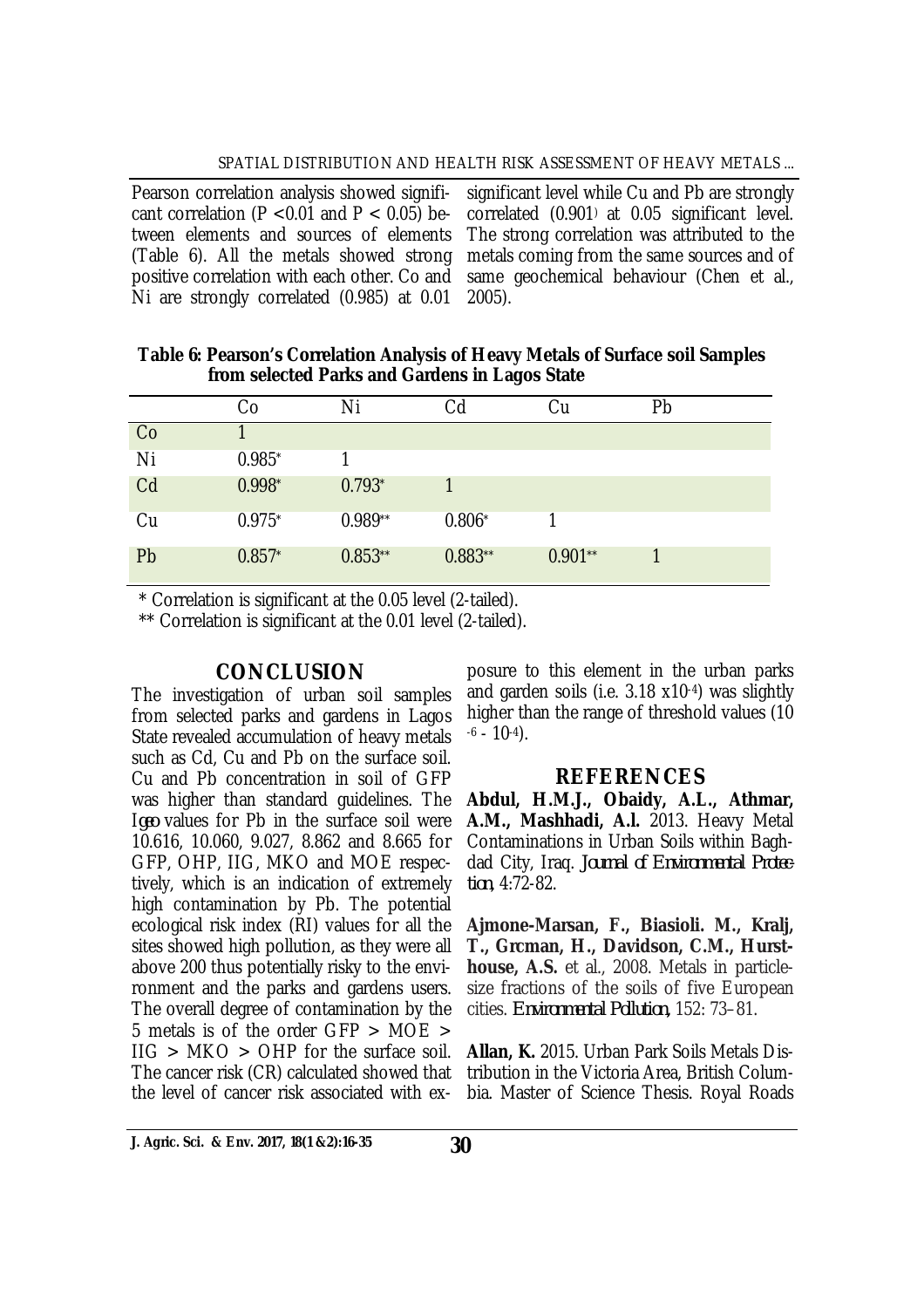Pearson correlation analysis showed significant correlation ($P < 0.01$ and $P < 0.05$) between elements and sources of elements (Table 6). All the metals showed strong positive correlation with each other. Co and Ni are strongly correlated (0.985) at 0.01 significant level while Cu and Pb are strongly correlated (0.901) at 0.05 significant level. The strong correlation was attributed to the metals coming from the same sources and of same geochemical behaviour (Chen et al., 2005).

**Table 6: Pearson's Correlation Analysis of Heavy Metals of Surface soil Samples from selected Parks and Gardens in Lagos State**

| | Co | Ni | Cd | Cu | Pb |
|---|---|---|---|---|---|
| Co | 1 | | | | |
| Ni | 0.985* | 1 | | | |
| Cd | 0.998* | 0.793* | 1 | | |
| Cu | 0.975* | 0.989** | 0.806* | 1 | |
| Pb | 0.857* | 0.853** | 0.883** | 0.901** | 1 |

\* Correlation is significant at the 0.05 level (2-tailed).

\** Correlation is significant at the 0.01 level (2-tailed).

## CONCLUSION

The investigation of urban soil samples from selected parks and gardens in Lagos State revealed accumulation of heavy metals such as Cd, Cu and Pb on the surface soil. Cu and Pb concentration in soil of GFP was higher than standard guidelines. The *Igeo* values for Pb in the surface soil were 10.616, 10.060, 9.027, 8.862 and 8.665 for GFP, OHP, IIG, MKO and MOE respectively, which is an indication of extremely high contamination by Pb. The potential ecological risk index (RI) values for all the sites showed high pollution, as they were all above 200 thus potentially risky to the environment and the parks and gardens users. The overall degree of contamination by the 5 metals is of the order GFP > MOE > IIG > MKO > OHP for the surface soil. The cancer risk (CR) calculated showed that the level of cancer risk associated with exposure to this element in the urban parks and garden soils (i.e. $3.18 \times 10^{-4}$) was slightly higher than the range of threshold values ($10^{-6}$ - $10^{-4}$).

## REFERENCES

**Abdul, H.M.J., Obaidy, A.L., Athmar, A.M., Mashhadi, A.l.** 2013. Heavy Metal Contaminations in Urban Soils within Baghdad City, Iraq. *Journal of Environmental Protection*, 4:72-82.

**Ajmone-Marsan, F., Biasioli. M., Kralj, T., Grcman, H., Davidson, C.M., Hursthouse, A.S.** et al., 2008. Metals in particle-size fractions of the soils of five European cities. *Environmental Pollution*, 152: 73–81.

**Allan, K.** 2015. Urban Park Soils Metals Distribution in the Victoria Area, British Columbia. Master of Science Thesis. Royal Roads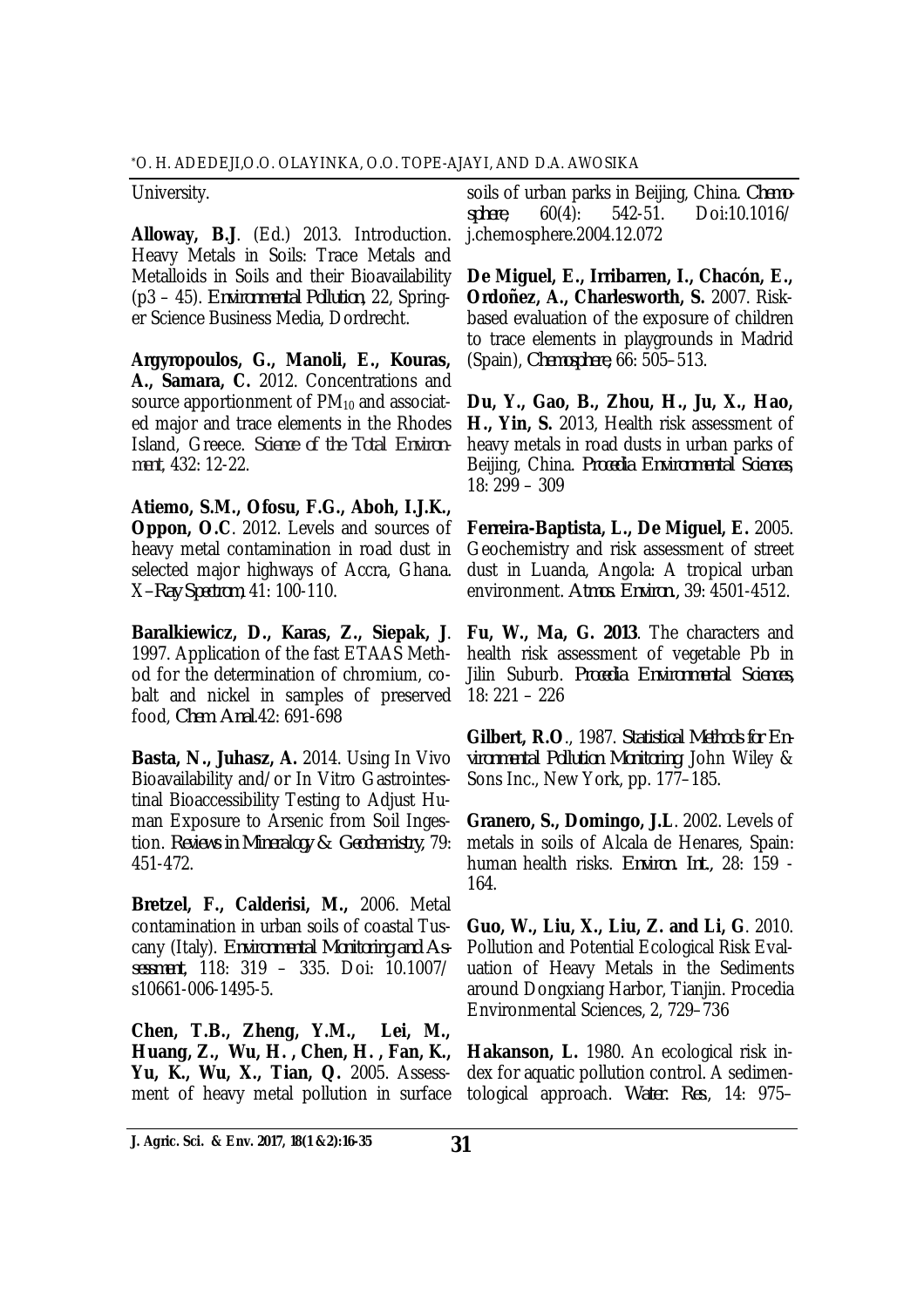University.

**Alloway, B.J**. (Ed.) 2013. Introduction. Heavy Metals in Soils: Trace Metals and Metalloids in Soils and their Bioavailability (p3 – 45). *Environmental Pollution*, 22, Springer Science Business Media, Dordrecht.

**Argyropoulos, G., Manoli, E., Kouras, A., Samara, C.** 2012. Concentrations and source apportionment of $PM_{10}$ and associated major and trace elements in the Rhodes Island, Greece. *Science of the Total Environment*, 432: 12-22.

**Atiemo, S.M., Ofosu, F.G., Aboh, I.J.K., Oppon, O.C**. 2012. Levels and sources of heavy metal contamination in road dust in selected major highways of Accra, Ghana. *X–Ray Spectrom*, 41: 100-110.

**Baralkiewicz, D., Karas, Z., Siepak, J**. 1997. Application of the fast ETAAS Method for the determination of chromium, cobalt and nickel in samples of preserved food, *Chem. Anal*.42: 691-698

**Basta, N., Juhasz, A.** 2014. Using In Vivo Bioavailability and/or In Vitro Gastrointestinal Bioaccessibility Testing to Adjust Human Exposure to Arsenic from Soil Ingestion. *Reviews in Mineralogy & Geochemistry*, 79: 451-472.

**Bretzel, F., Calderisi, M.,** 2006. Metal contamination in urban soils of coastal Tuscany (Italy). *Environmental Monitoring and Assessment*, 118: 319 – 335. Doi: 10.1007/s10661-006-1495-5.

**Chen, T.B., Zheng, Y.M., Lei, M., Huang, Z., Wu, H., Chen, H., Fan, K., Yu, K., Wu, X., Tian, Q.** 2005. Assessment of heavy metal pollution in surface soils of urban parks in Beijing, China. *Chemosphere*, 60(4): 542-51. Doi:10.1016/j.chemosphere.2004.12.072

**De Miguel, E., Irribarren, I., Chacón, E., Ordoñez, A., Charlesworth, S.** 2007. Risk-based evaluation of the exposure of children to trace elements in playgrounds in Madrid (Spain), *Chemosphere*, 66: 505–513.

**Du, Y., Gao, B., Zhou, H., Ju, X., Hao, H., Yin, S.** 2013, Health risk assessment of heavy metals in road dusts in urban parks of Beijing, China. *Procedia Environmental Sciences*, 18: 299 – 309

**Ferreira-Baptista, L., De Miguel, E.** 2005. Geochemistry and risk assessment of street dust in Luanda, Angola: A tropical urban environment. *Atmos. Environ.*, 39: 4501-4512.

**Fu, W., Ma, G. 2013**. The characters and health risk assessment of vegetable Pb in Jilin Suburb. *Procedia Environmental Sciences*, 18: 221 – 226

**Gilbert, R.O**., 1987. *Statistical Methods for Environmental Pollution Monitoring*. John Wiley & Sons Inc., New York, pp. 177–185.

**Granero, S., Domingo, J.L**. 2002. Levels of metals in soils of Alcala de Henares, Spain: human health risks. *Environ. Int.*, 28: 159 - 164.

**Guo, W., Liu, X., Liu, Z. and Li, G**. 2010. Pollution and Potential Ecological Risk Evaluation of Heavy Metals in the Sediments around Dongxiang Harbor, Tianjin. Procedia Environmental Sciences, 2, 729–736

**Hakanson, L.** 1980. An ecological risk index for aquatic pollution control. A sedimentological approach. *Water. Res*, 14: 975–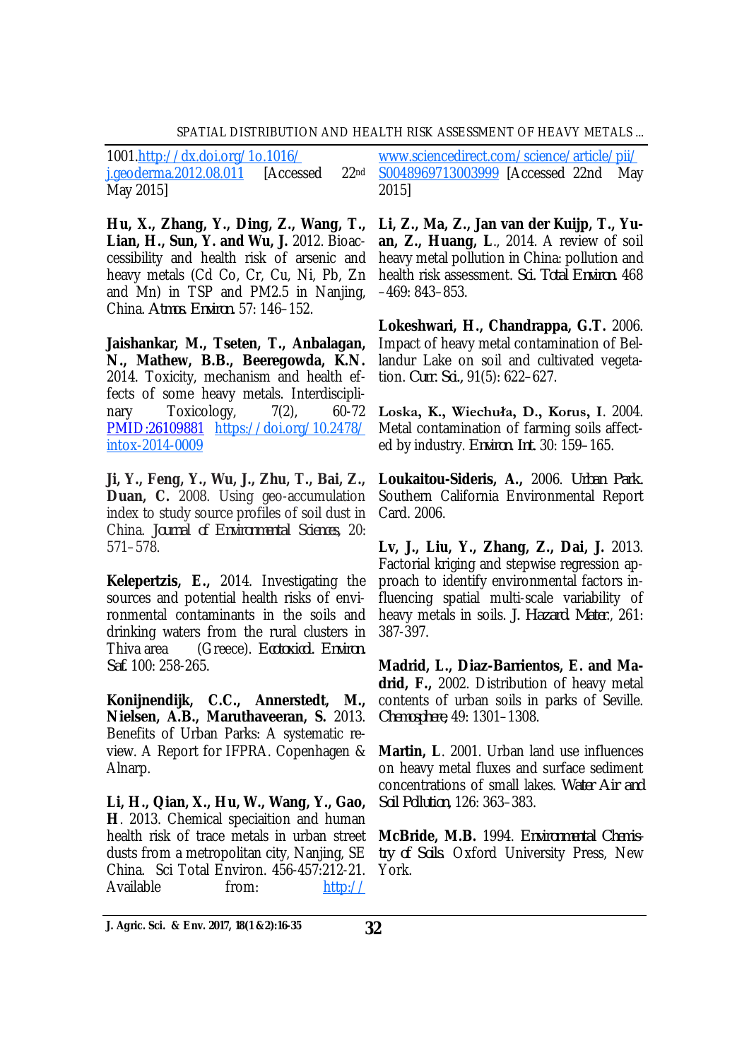1001.http://dx.doi.org/1o.1016/j.geoderma.2012.08.011 [Accessed 22nd May 2015]

**Hu, X., Zhang, Y., Ding, Z., Wang, T., Lian, H., Sun, Y. and Wu, J.** 2012. Bioaccessibility and health risk of arsenic and heavy metals (Cd Co, Cr, Cu, Ni, Pb, Zn and Mn) in TSP and PM2.5 in Nanjing, China. *Atmos. Environ.* 57: 146–152.

**Jaishankar, M., Tseten, T., Anbalagan, N., Mathew, B.B., Beeregowda, K.N.** 2014. Toxicity, mechanism and health effects of some heavy metals. Interdisciplinary Toxicology, 7(2), 60-72 PMID:26109881 https://doi.org/10.2478/intox-2014-0009

**Ji, Y., Feng, Y., Wu, J., Zhu, T., Bai, Z., Duan, C.** 2008. Using geo-accumulation index to study source profiles of soil dust in China. *Journal of Environmental Sciences*, 20: 571–578.

**Kelepertzis, E.,** 2014. Investigating the sources and potential health risks of environmental contaminants in the soils and drinking waters from the rural clusters in Thiva area (Greece). *Ecotoxicol. Environ. Saf.* 100: 258-265.

**Konijnendijk, C.C., Annerstedt, M., Nielsen, A.B., Maruthaveeran, S.** 2013. Benefits of Urban Parks: A systematic review. A Report for IFPRA. Copenhagen & Alnarp.

**Li, H., Qian, X., Hu, W., Wang, Y., Gao, H**. 2013. Chemical speciaition and human health risk of trace metals in urban street dusts from a metropolitan city, Nanjing, SE China. Sci Total Environ. 456-457:212-21. Available from: http://www.sciencedirect.com/science/article/pii/S0048969713003999 [Accessed 22nd May 2015]

**Li, Z., Ma, Z., Jan van der Kuijp, T., Yuan, Z., Huang, L**., 2014. A review of soil heavy metal pollution in China: pollution and health risk assessment. *Sci. Total Environ.* 468–469: 843–853.

**Lokeshwari, H., Chandrappa, G.T.** 2006. Impact of heavy metal contamination of Bellandur Lake on soil and cultivated vegetation. *Curr. Sci.*, 91(5): 622–627.

**Loska, K., Wiechuła, D., Korus, I**. 2004. Metal contamination of farming soils affected by industry. *Environ. Int.* 30: 159–165.

**Loukaitou-Sideris, A.,** 2006. *Urban Park.* Southern California Environmental Report Card. 2006.

**Lv, J., Liu, Y., Zhang, Z., Dai, J.** 2013. Factorial kriging and stepwise regression approach to identify environmental factors influencing spatial multi-scale variability of heavy metals in soils. *J. Hazard. Mater.*, 261: 387-397.

**Madrid, L., Diaz-Barrientos, E. and Madrid, F.,** 2002. Distribution of heavy metal contents of urban soils in parks of Seville. *Chemosphere*, 49: 1301–1308.

**Martin, L**. 2001. Urban land use influences on heavy metal fluxes and surface sediment concentrations of small lakes. *Water Air and Soil Pollution*, 126: 363–383.

**McBride, M.B.** 1994. *Environmental Chemistry of Soils.* Oxford University Press, New York.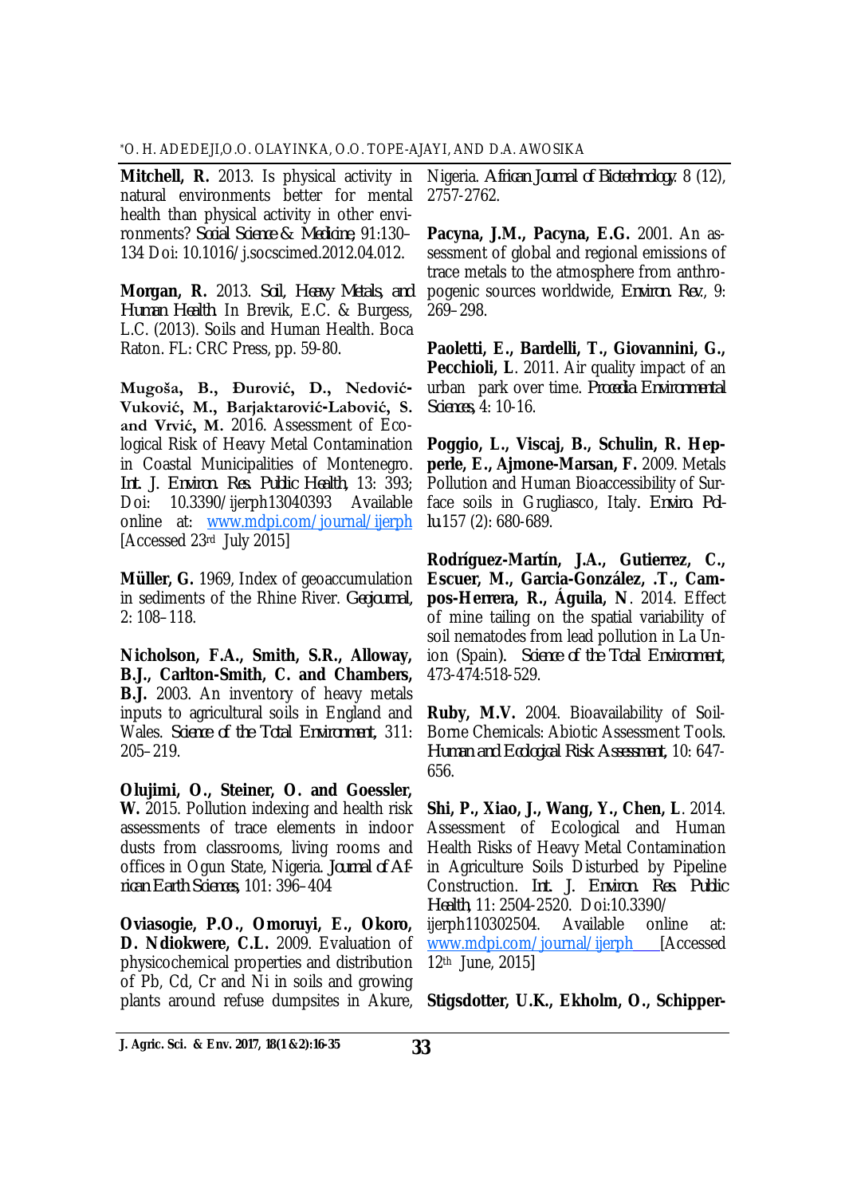**Mitchell, R.** 2013. Is physical activity in natural environments better for mental health than physical activity in other environments? *Social Science & Medicine*, 91:130–134 Doi: 10.1016/j.socscimed.2012.04.012.

**Morgan, R.** 2013. *Soil, Heavy Metals, and Human Health*. In Brevik, E.C. & Burgess, L.C. (2013). Soils and Human Health. Boca Raton. FL: CRC Press, pp. 59-80.

**Mugoša, B., Đurović, D., Nedović-Vuković, M., Barjaktarović-Labović, S. and Vrvić, M.** 2016. Assessment of Ecological Risk of Heavy Metal Contamination in Coastal Municipalities of Montenegro. *Int. J. Environ. Res. Public Health*, 13: 393; Doi: 10.3390/ijerph13040393 Available online at: www.mdpi.com/journal/ijerph [Accessed 23rd July 2015]

**Müller, G.** 1969, Index of geoaccumulation in sediments of the Rhine River. *Geojournal*, 2: 108–118.

**Nicholson, F.A., Smith, S.R., Alloway, B.J., Carlton-Smith, C. and Chambers, B.J.** 2003. An inventory of heavy metals inputs to agricultural soils in England and Wales. *Science of the Total Environment*, 311: 205–219.

**Olujimi, O., Steiner, O. and Goessler, W.** 2015. Pollution indexing and health risk assessments of trace elements in indoor dusts from classrooms, living rooms and offices in Ogun State, Nigeria. *Journal of African Earth Sciences*, 101: 396–404

**Oviasogie, P.O., Omoruyi, E., Okoro, D. Ndiokwere, C.L.** 2009. Evaluation of physicochemical properties and distribution of Pb, Cd, Cr and Ni in soils and growing plants around refuse dumpsites in Akure, Nigeria. *African Journal of Biotechnology*. 8 (12), 2757-2762.

**Pacyna, J.M., Pacyna, E.G.** 2001. An assessment of global and regional emissions of trace metals to the atmosphere from anthropogenic sources worldwide, *Environ. Rev.*, 9: 269–298.

**Paoletti, E., Bardelli, T., Giovannini, G., Pecchioli, L**. 2011. Air quality impact of an urban park over time. *Procedia Environmental Sciences*, 4: 10-16.

**Poggio, L., Viscaj, B., Schulin, R. Hepperle, E., Ajmone-Marsan, F.** 2009. Metals Pollution and Human Bioaccessibility of Surface soils in Grugliasco, Italy. *Enviro. Pollu*.157 (2): 680-689.

**Rodríguez-Martín, J.A., Gutierrez, C., Escuer, M., Garcia-González, .T., Campos-Herrera, R., Águila, N**. 2014. Effect of mine tailing on the spatial variability of soil nematodes from lead pollution in La Union (Spain). *Science of the Total Environment*, 473-474:518-529.

**Ruby, M.V.** 2004. Bioavailability of Soil-Borne Chemicals: Abiotic Assessment Tools. *Human and Ecological Risk Assessment*, 10: 647-656.

**Shi, P., Xiao, J., Wang, Y., Chen, L**. 2014. Assessment of Ecological and Human Health Risks of Heavy Metal Contamination in Agriculture Soils Disturbed by Pipeline Construction. *Int. J. Environ. Res. Public Health*, 11: 2504-2520. Doi:10.3390/ijerph110302504. Available online at: www.mdpi.com/journal/ijerph [Accessed 12th June, 2015]

**Stigsdotter, U.K., Ekholm, O., Schipper-**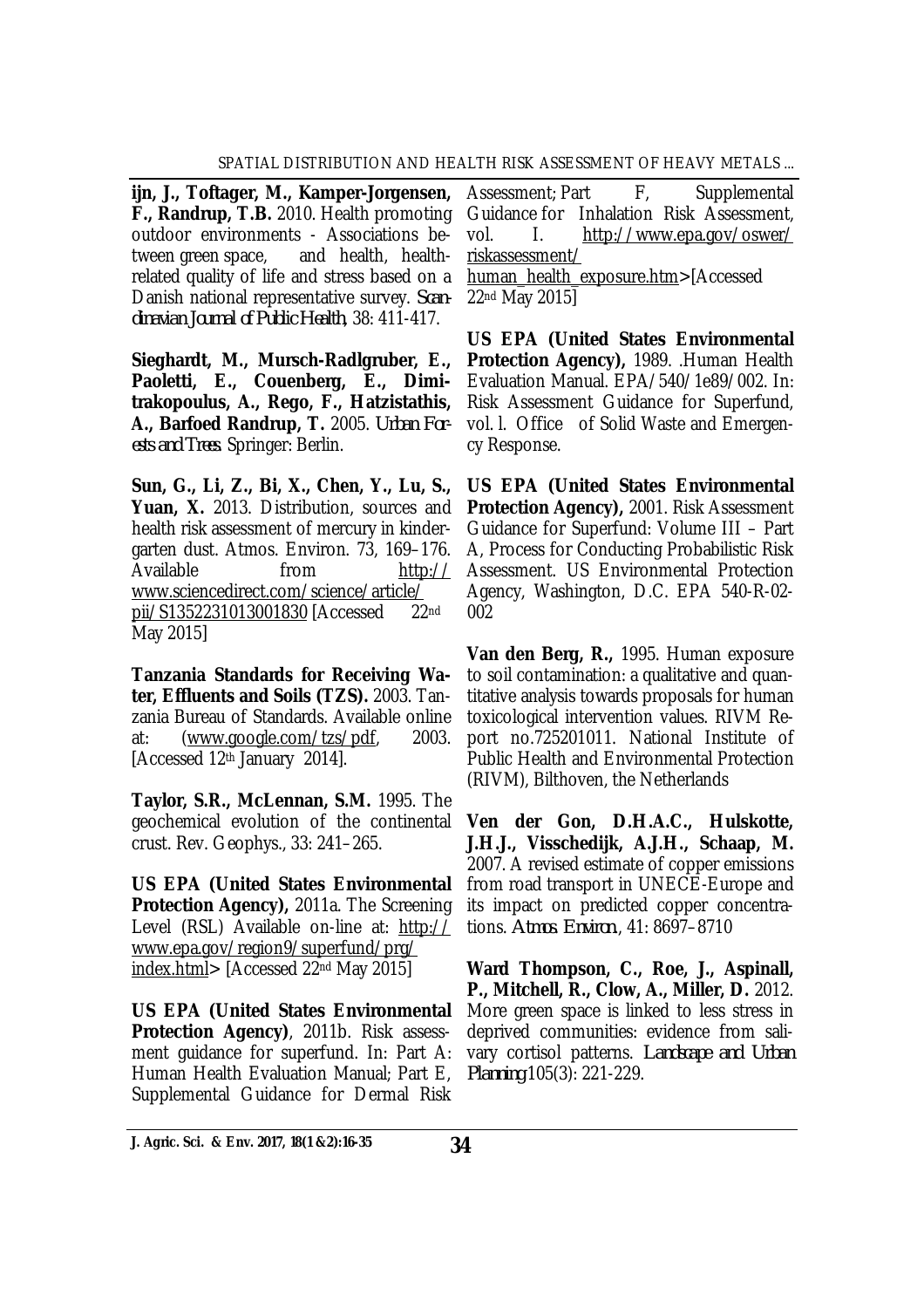**ijn, J., Toftager, M., Kamper-Jorgensen, F., Randrup, T.B.** 2010. Health promoting outdoor environments - Associations between green space, and health, health-related quality of life and stress based on a Danish national representative survey. *Scandinavian Journal of Public Health*, 38: 411-417.

**Sieghardt, M., Mursch-Radlgruber, E., Paoletti, E., Couenberg, E., Dimitrakopoulus, A., Rego, F., Hatzistathis, A., Barfoed Randrup, T.** 2005. *Urban Forests and Trees*. Springer: Berlin.

**Sun, G., Li, Z., Bi, X., Chen, Y., Lu, S., Yuan, X.** 2013. Distribution, sources and health risk assessment of mercury in kindergarten dust. Atmos. Environ. 73, 169–176. Available from http://www.sciencedirect.com/science/article/pii/S1352231013001830 [Accessed 22nd May 2015]

**Tanzania Standards for Receiving Water, Effluents and Soils (TZS).** 2003. Tanzania Bureau of Standards. Available online at: (www.google.com/tzs/pdf, 2003. [Accessed 12th January 2014].

**Taylor, S.R., McLennan, S.M.** 1995. The geochemical evolution of the continental crust. Rev. Geophys., 33: 241–265.

**US EPA (United States Environmental Protection Agency),** 2011a. The Screening Level (RSL) Available on-line at: http://www.epa.gov/region9/superfund/prg/index.html> [Accessed 22nd May 2015]

**US EPA (United States Environmental Protection Agency)**, 2011b. Risk assessment guidance for superfund. In: Part A: Human Health Evaluation Manual; Part E, Supplemental Guidance for Dermal Risk Assessment; Part F, Supplemental Guidance for Inhalation Risk Assessment, vol. I. http://www.epa.gov/oswer/riskassessment/human_health_exposure.htm> [Accessed 22nd May 2015]

**US EPA (United States Environmental Protection Agency),** 1989. .Human Health Evaluation Manual. EPA/540/1e89/002. In: Risk Assessment Guidance for Superfund, vol. l. Office of Solid Waste and Emergency Response.

**US EPA (United States Environmental Protection Agency),** 2001. Risk Assessment Guidance for Superfund: Volume III – Part A, Process for Conducting Probabilistic Risk Assessment. US Environmental Protection Agency, Washington, D.C. EPA 540-R-02-002

**Van den Berg, R.,** 1995. Human exposure to soil contamination: a qualitative and quantitative analysis towards proposals for human toxicological intervention values. RIVM Report no.725201011. National Institute of Public Health and Environmental Protection (RIVM), Bilthoven, the Netherlands

**Ven der Gon, D.H.A.C., Hulskotte, J.H.J., Visschedijk, A.J.H., Schaap, M.** 2007. A revised estimate of copper emissions from road transport in UNECE-Europe and its impact on predicted copper concentrations. *Atmos. Environ*, 41: 8697–8710

**Ward Thompson, C., Roe, J., Aspinall, P., Mitchell, R., Clow, A., Miller, D.** 2012. More green space is linked to less stress in deprived communities: evidence from salivary cortisol patterns. *Landscape and Urban Planning* 105(3): 221-229.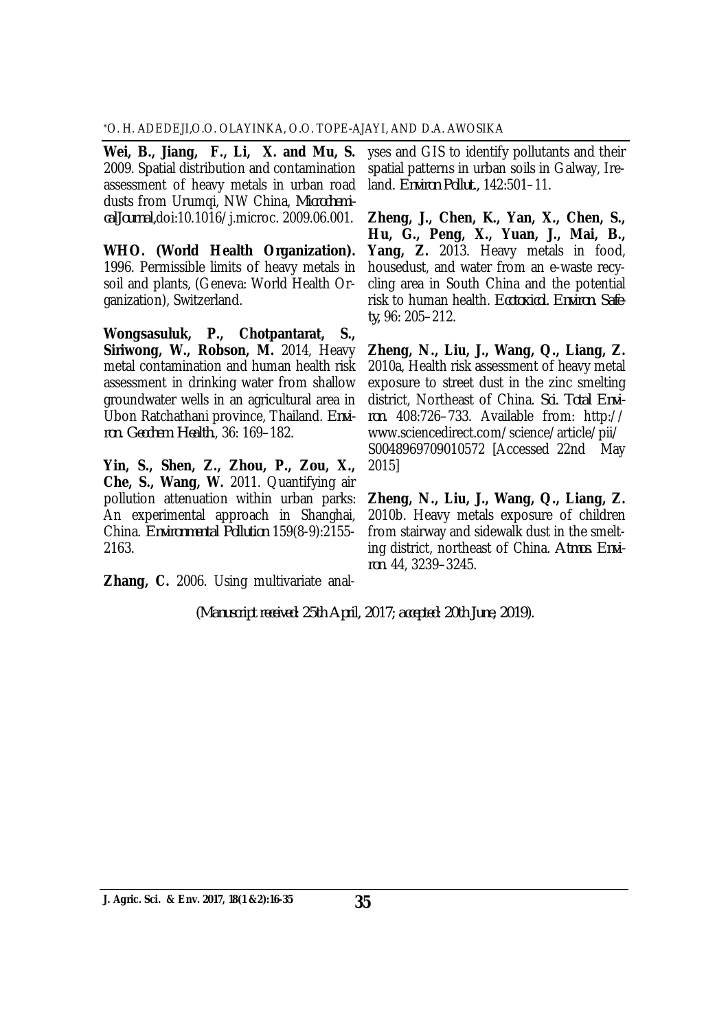**Wei, B., Jiang, F., Li, X. and Mu, S.** 2009. Spatial distribution and contamination assessment of heavy metals in urban road dusts from Urumqi, NW China, *Microchemical Journal*, doi:10.1016/j.microc. 2009.06.001.

**WHO. (World Health Organization).** 1996. Permissible limits of heavy metals in soil and plants, (Geneva: World Health Organization), Switzerland.

**Wongsasuluk, P., Chotpantarat, S., Siriwong, W., Robson, M.** 2014, Heavy metal contamination and human health risk assessment in drinking water from shallow groundwater wells in an agricultural area in Ubon Ratchathani province, Thailand. *Environ. Geochem. Health*, 36: 169–182.

**Yin, S., Shen, Z., Zhou, P., Zou, X., Che, S., Wang, W.** 2011. Quantifying air pollution attenuation within urban parks: An experimental approach in Shanghai, China. *Environmental Pollution* 159(8-9):2155-2163.

**Zhang, C.** 2006. Using multivariate analyses and GIS to identify pollutants and their spatial patterns in urban soils in Galway, Ireland. *Environ Pollut.*, 142:501–11.

**Zheng, J., Chen, K., Yan, X., Chen, S., Hu, G., Peng, X., Yuan, J., Mai, B., Yang, Z.** 2013. Heavy metals in food, housedust, and water from an e-waste recycling area in South China and the potential risk to human health. *Ecotoxicol. Environ. Safety*, 96: 205–212.

**Zheng, N., Liu, J., Wang, Q., Liang, Z.** 2010a, Health risk assessment of heavy metal exposure to street dust in the zinc smelting district, Northeast of China. *Sci. Total Environ.* 408:726–733. Available from: http://www.sciencedirect.com/science/article/pii/S0048969709010572 [Accessed 22nd May 2015]

**Zheng, N., Liu, J., Wang, Q., Liang, Z.** 2010b. Heavy metals exposure of children from stairway and sidewalk dust in the smelting district, northeast of China. *Atmos. Environ.* 44, 3239–3245.

*(Manuscript received: 25th April, 2017; accepted: 20th June, 2019).*